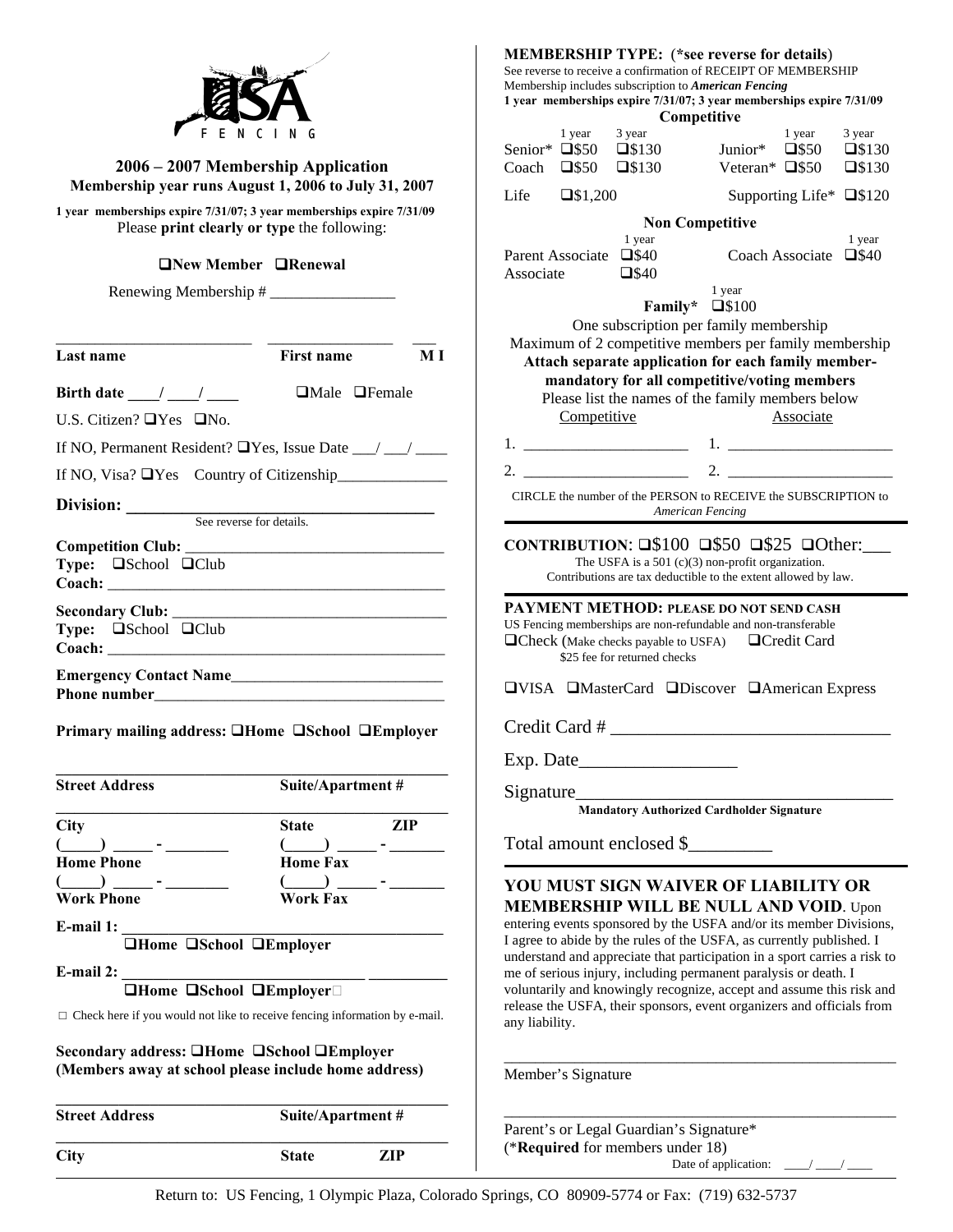USA FENCING

## 2006 – 2007 Membership Application

**Membership year runs August 1, 2006 to July 31, 2007**

**1 year memberships expire 7/31/07; 3 year memberships expire 7/31/09**

Please **print clearly or type** the following:

**❑New Member ❑Renewal**

Renewing Membership # ________________

| **Last name** | **First name** | **M I** |
|---|---|---|
| | | |

**Birth date** ____/ ____/ ____ ❑Male ❑Female

U.S. Citizen? ❑Yes ❑No.

If NO, Permanent Resident? ❑Yes, Issue Date ___/ ___/ ____

If NO, Visa? ❑Yes Country of Citizenship______________

**Division:** ________________________________
See reverse for details.

**Competition Club:** ________________________________
**Type:** ❑School ❑Club
**Coach:** ________________________________

**Secondary Club:** ________________________________
**Type:** ❑School ❑Club
**Coach:** ________________________________

**Emergency Contact Name**___________________________
**Phone number**_____________________________________

**Primary mailing address: ❑Home ❑School ❑Employer**

| **Street Address** | **Suite/Apartment #** | |
|---|---|---|
| **City** | **State** | **ZIP** |
| (____) _____ - _______ **Home Phone** | (____) _____ - _______ **Home Fax** | |
| (____) _____ - _______ **Work Phone** | (____) _____ - _______ **Work Fax** | |

**E-mail 1:** ________________________________
**❑Home ❑School ❑Employer**

**E-mail 2:** ________________________________
**❑Home ❑School ❑Employer**

□ Check here if you would not like to receive fencing information by e-mail.

**Secondary address: ❑Home ❑School ❑Employer**
**(Members away at school please include home address)**

| **Street Address** | **Suite/Apartment #** | |
|---|---|---|
| **City** | **State** | **ZIP** |

**MEMBERSHIP TYPE:** (**\*see reverse for details**)
See reverse to receive a confirmation of RECEIPT OF MEMBERSHIP
Membership includes subscription to ***American Fencing***
**1 year memberships expire 7/31/07; 3 year memberships expire 7/31/09**

**Competitive**

| | 1 year | 3 year | | 1 year | 3 year |
|---|---|---|---|---|---|
| Senior* | ❑$50 | ❑$130 | Junior* | ❑$50 | ❑$130 |
| Coach | ❑$50 | ❑$130 | Veteran* | ❑$50 | ❑$130 |
| Life | ❑$1,200 | | Supporting Life* | ❑$120 | |

**Non Competitive**

| | 1 year | | 1 year |
|---|---|---|---|
| Parent Associate | ❑$40 | Coach Associate | ❑$40 |
| Associate | ❑$40 | | |

**Family*** ❑$100 (1 year)

One subscription per family membership
Maximum of 2 competitive members per family membership
**Attach separate application for each family member- mandatory for all competitive/voting members**
Please list the names of the family members below

| Competitive | Associate |
|---|---|
| 1. ____________________ | 1. ____________________ |
| 2. ____________________ | 2. ____________________ |

CIRCLE the number of the PERSON to RECEIVE the SUBSCRIPTION to *American Fencing*

**CONTRIBUTION**: ❑$100 ❑$50 ❑$25 ❑Other:___
The USFA is a 501 (c)(3) non-profit organization.
Contributions are tax deductible to the extent allowed by law.

**PAYMENT METHOD: PLEASE DO NOT SEND CASH**
US Fencing memberships are non-refundable and non-transferable
❑Check (Make checks payable to USFA) ❑Credit Card
$25 fee for returned checks

❑VISA ❑MasterCard ❑Discover ❑American Express

Credit Card # ________________________________

Exp. Date_________________

Signature____________________________________
**Mandatory Authorized Cardholder Signature**

Total amount enclosed $_________

**YOU MUST SIGN WAIVER OF LIABILITY OR MEMBERSHIP WILL BE NULL AND VOID**. Upon entering events sponsored by the USFA and/or its member Divisions, I agree to abide by the rules of the USFA, as currently published. I understand and appreciate that participation in a sport carries a risk to me of serious injury, including permanent paralysis or death. I voluntarily and knowingly recognize, accept and assume this risk and release the USFA, their sponsors, event organizers and officials from any liability.

_______________________________________________
Member's Signature

_______________________________________________
Parent's or Legal Guardian's Signature*
(\***Required** for members under 18)

Date of application: ____/ ____/ ____

Return to: US Fencing, 1 Olympic Plaza, Colorado Springs, CO 80909-5774 or Fax: (719) 632-5737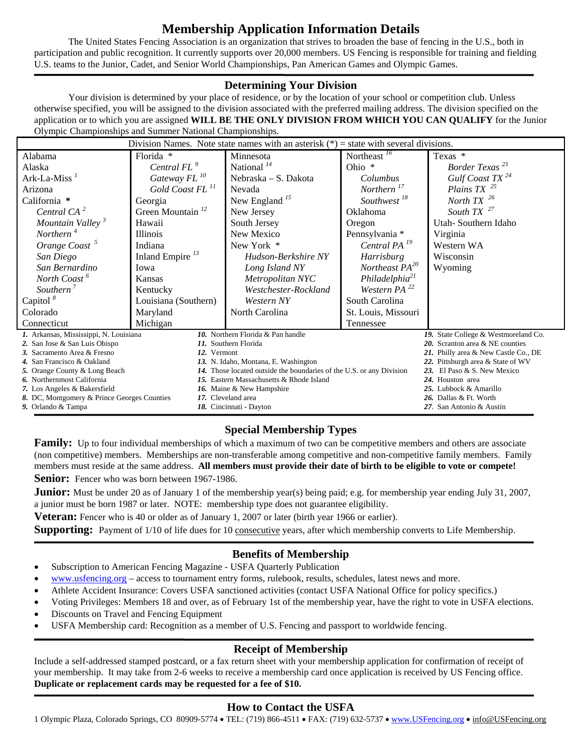# Membership Application Information Details

The United States Fencing Association is an organization that strives to broaden the base of fencing in the U.S., both in participation and public recognition. It currently supports over 20,000 members. US Fencing is responsible for training and fielding U.S. teams to the Junior, Cadet, and Senior World Championships, Pan American Games and Olympic Games.

## Determining Your Division

Your division is determined by your place of residence, or by the location of your school or competition club. Unless otherwise specified, you will be assigned to the division associated with the preferred mailing address. The division specified on the application or to which you are assigned **WILL BE THE ONLY DIVISION FROM WHICH YOU CAN QUALIFY** for the Junior Olympic Championships and Summer National Championships.

Division Names. Note state names with an asterisk (*) = state with several divisions.

| | | | | |
|---|---|---|---|---|
| Alabama | Florida * | Minnesota | Northeast [16] | Texas * |
| Alaska | *Central FL* [9] | National [14] | Ohio * | *Border Texas* [23] |
| Ark-La-Miss [1] | *Gateway FL* [10] | Nebraska – S. Dakota | *Columbus* | *Gulf Coast TX* [24] |
| Arizona | *Gold Coast FL* [11] | Nevada | *Northern* [17] | *Plains TX* [25] |
| California **\*** | Georgia | New England [15] | *Southwest* [18] | *North TX* [26] |
| *Central CA* [2] | Green Mountain [12] | New Jersey | Oklahoma | *South TX* [27] |
| *Mountain Valley* [3] | Hawaii | South Jersey | Oregon | Utah- Southern Idaho |
| *Northern* [4] | Illinois | New Mexico | Pennsylvania * | Virginia |
| *Orange Coast* [5] | Indiana | New York * | *Central PA* [19] | Western WA |
| *San Diego* | Inland Empire [13] | *Hudson-Berkshire NY* | *Harrisburg* | Wisconsin |
| *San Bernardino* | Iowa | *Long Island NY* | *Northeast PA* [20] | Wyoming |
| *North Coast* [6] | Kansas | *Metropolitan NYC* | *Philadelphia* [21] | |
| *Southern* [7] | Kentucky | *Westchester-Rockland* | *Western PA* [22] | |
| Capitol [8] | Louisiana (Southern) | *Western NY* | South Carolina | |
| Colorado | Maryland | North Carolina | St. Louis, Missouri | |
| Connecticut | Michigan | | Tennessee | |

*1.* Arkansas, Mississippi, N. Louisiana
*2.* San Jose & San Luis Obispo
*3.* Sacramento Area & Fresno
*4.* San Francisco & Oakland
*5.* Orange County & Long Beach
*6.* Northernmost California
*7.* Los Angeles & Bakersfield
*8.* DC, Montgomery & Prince Georges Counties
*9.* Orlando & Tampa
*10.* Northern Florida & Pan handle
*11.* Southern Florida
*12.* Vermont
*13.* N. Idaho, Montana, E. Washington
*14.* Those located outside the boundaries of the U.S. or any Division
*15.* Eastern Massachusetts & Rhode Island
*16.* Maine & New Hampshire
*17.* Cleveland area
*18.* Cincinnati - Dayton
*19.* State College & Westmoreland Co.
*20.* Scranton area & NE counties
*21.* Philly area & New Castle Co., DE
*22.* Pittsburgh area & State of WV
*23.* El Paso & S. New Mexico
*24.* Houston area
*25.* Lubbock & Amarillo
*26.* Dallas & Ft. Worth
*27.* San Antonio & Austin

## Special Membership Types

**Family:** Up to four individual memberships of which a maximum of two can be competitive members and others are associate (non competitive) members. Memberships are non-transferable among competitive and non-competitive family members. Family members must reside at the same address. **All members must provide their date of birth to be eligible to vote or compete!**

**Senior:** Fencer who was born between 1967-1986.

**Junior:** Must be under 20 as of January 1 of the membership year(s) being paid; e.g. for membership year ending July 31, 2007, a junior must be born 1987 or later. NOTE: membership type does not guarantee eligibility.

**Veteran:** Fencer who is 40 or older as of January 1, 2007 or later (birth year 1966 or earlier).

**Supporting:** Payment of 1/10 of life dues for 10 consecutive years, after which membership converts to Life Membership.

## Benefits of Membership

- Subscription to American Fencing Magazine - USFA Quarterly Publication
- www.usfencing.org – access to tournament entry forms, rulebook, results, schedules, latest news and more.
- Athlete Accident Insurance: Covers USFA sanctioned activities (contact USFA National Office for policy specifics.)
- Voting Privileges: Members 18 and over, as of February 1st of the membership year, have the right to vote in USFA elections.
- Discounts on Travel and Fencing Equipment
- USFA Membership card: Recognition as a member of U.S. Fencing and passport to worldwide fencing.

## Receipt of Membership

Include a self-addressed stamped postcard, or a fax return sheet with your membership application for confirmation of receipt of your membership. It may take from 2-6 weeks to receive a membership card once application is received by US Fencing office. **Duplicate or replacement cards may be requested for a fee of $10.**

## How to Contact the USFA

1 Olympic Plaza, Colorado Springs, CO 80909-5774 • TEL: (719) 866-4511 • FAX: (719) 632-5737 • www.USFencing.org • info@USFencing.org